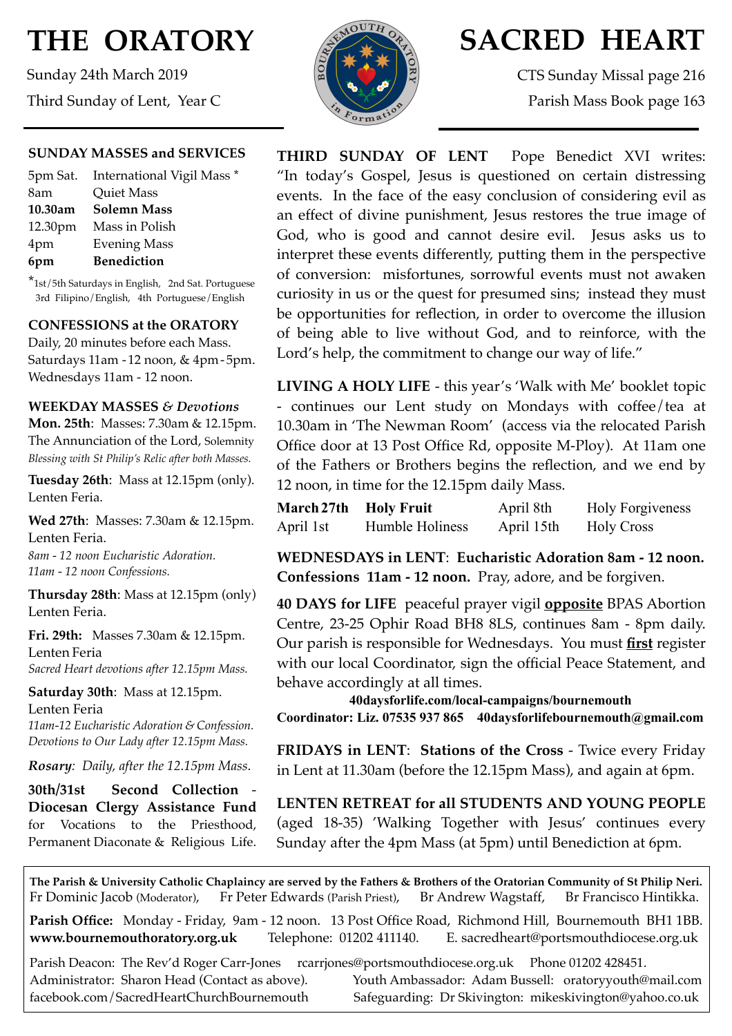# THE ORATORY

Sunday 24th March 2019

Third Sunday of Lent, Year C

# SACRED HEART

CTS Sunday Missal page 216

Parish Mass Book page 163

### SUNDAY MASSES and SERVICES

| | |
|---|---|
| 5pm Sat. | International Vigil Mass * |
| 8am | Quiet Mass |
| **10.30am** | **Solemn Mass** |
| 12.30pm | Mass in Polish |
| 4pm | Evening Mass |
| **6pm** | **Benediction** |

*1st/5th Saturdays in English, 2nd Sat. Portuguese 3rd Filipino/English, 4th Portuguese/English

### CONFESSIONS at the ORATORY

Daily, 20 minutes before each Mass.
Saturdays 11am - 12 noon, & 4pm - 5pm.
Wednesdays 11am - 12 noon.

### WEEKDAY MASSES *& Devotions*

**Mon. 25th**: Masses: 7.30am & 12.15pm.
The Annunciation of the Lord, Solemnity
*Blessing with St Philip's Relic after both Masses.*

**Tuesday 26th**: Mass at 12.15pm (only).
Lenten Feria.

**Wed 27th**: Masses: 7.30am & 12.15pm.
Lenten Feria.
*8am - 12 noon Eucharistic Adoration.*
*11am - 12 noon Confessions.*

**Thursday 28th**: Mass at 12.15pm (only)
Lenten Feria.

**Fri. 29th:** Masses 7.30am & 12.15pm.
Lenten Feria
*Sacred Heart devotions after 12.15pm Mass.*

**Saturday 30th**: Mass at 12.15pm.
Lenten Feria
*11am-12 Eucharistic Adoration & Confession.*
*Devotions to Our Lady after 12.15pm Mass.*

***Rosary**: Daily, after the 12.15pm Mass*.

**30th/31st Second Collection - Diocesan Clergy Assistance Fund** for Vocations to the Priesthood, Permanent Diaconate & Religious Life.

**THIRD SUNDAY OF LENT** Pope Benedict XVI writes: "In today's Gospel, Jesus is questioned on certain distressing events. In the face of the easy conclusion of considering evil as an effect of divine punishment, Jesus restores the true image of God, who is good and cannot desire evil. Jesus asks us to interpret these events differently, putting them in the perspective of conversion: misfortunes, sorrowful events must not awaken curiosity in us or the quest for presumed sins; instead they must be opportunities for reflection, in order to overcome the illusion of being able to live without God, and to reinforce, with the Lord's help, the commitment to change our way of life."

**LIVING A HOLY LIFE** - this year's 'Walk with Me' booklet topic - continues our Lent study on Mondays with coffee/tea at 10.30am in 'The Newman Room' (access via the relocated Parish Office door at 13 Post Office Rd, opposite M-Ploy). At 11am one of the Fathers or Brothers begins the reflection, and we end by 12 noon, in time for the 12.15pm daily Mass.

| | | | |
|---|---|---|---|
| **March 27th** | **Holy Fruit** | April 8th | Holy Forgiveness |
| April 1st | Humble Holiness | April 15th | Holy Cross |

**WEDNESDAYS in LENT**: **Eucharistic Adoration 8am - 12 noon. Confessions 11am - 12 noon.** Pray, adore, and be forgiven.

**40 DAYS for LIFE** peaceful prayer vigil **opposite** BPAS Abortion Centre, 23-25 Ophir Road BH8 8LS, continues 8am - 8pm daily. Our parish is responsible for Wednesdays. You must **first** register with our local Coordinator, sign the official Peace Statement, and behave accordingly at all times.

**40daysforlife.com/local-campaigns/bournemouth**
**Coordinator: Liz. 07535 937 865 40daysforlifebournemouth@gmail.com**

**FRIDAYS in LENT**: **Stations of the Cross** - Twice every Friday in Lent at 11.30am (before the 12.15pm Mass), and again at 6pm.

**LENTEN RETREAT for all STUDENTS AND YOUNG PEOPLE** (aged 18-35) 'Walking Together with Jesus' continues every Sunday after the 4pm Mass (at 5pm) until Benediction at 6pm.

**The Parish & University Catholic Chaplaincy are served by the Fathers & Brothers of the Oratorian Community of St Philip Neri.**
Fr Dominic Jacob (Moderator), Fr Peter Edwards (Parish Priest), Br Andrew Wagstaff, Br Francisco Hintikka.

**Parish Office:** Monday - Friday, 9am - 12 noon. 13 Post Office Road, Richmond Hill, Bournemouth BH1 1BB.
**www.bournemouthoratory.org.uk** Telephone: 01202 411140. E. sacredheart@portsmouthdiocese.org.uk

Parish Deacon: The Rev'd Roger Carr-Jones rcarrjones@portsmouthdiocese.org.uk Phone 01202 428451.
Administrator: Sharon Head (Contact as above). Youth Ambassador: Adam Bussell: oratoryyouth@mail.com
facebook.com/SacredHeartChurchBournemouth Safeguarding: Dr Skivington: mikeskivington@yahoo.co.uk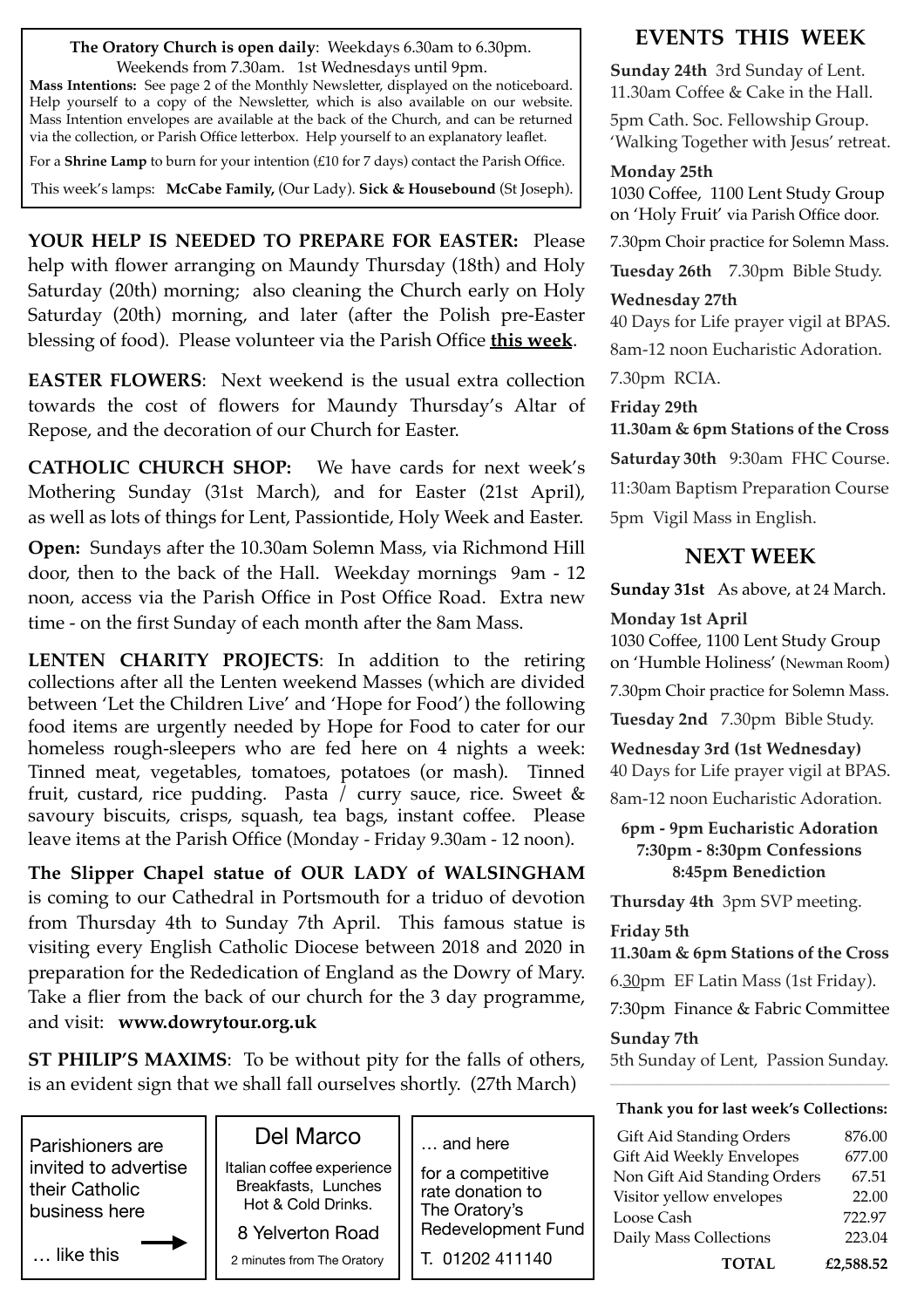**The Oratory Church is open daily**: Weekdays 6.30am to 6.30pm. Weekends from 7.30am. 1st Wednesdays until 9pm.

**Mass Intentions:** See page 2 of the Monthly Newsletter, displayed on the noticeboard. Help yourself to a copy of the Newsletter, which is also available on our website. Mass Intention envelopes are available at the back of the Church, and can be returned via the collection, or Parish Office letterbox. Help yourself to an explanatory leaflet.

For a **Shrine Lamp** to burn for your intention (£10 for 7 days) contact the Parish Office.

This week's lamps: **McCabe Family,** (Our Lady). **Sick & Housebound** (St Joseph).

**YOUR HELP IS NEEDED TO PREPARE FOR EASTER:** Please help with flower arranging on Maundy Thursday (18th) and Holy Saturday (20th) morning; also cleaning the Church early on Holy Saturday (20th) morning, and later (after the Polish pre-Easter blessing of food). Please volunteer via the Parish Office **this week**.

**EASTER FLOWERS**: Next weekend is the usual extra collection towards the cost of flowers for Maundy Thursday's Altar of Repose, and the decoration of our Church for Easter.

**CATHOLIC CHURCH SHOP:** We have cards for next week's Mothering Sunday (31st March), and for Easter (21st April), as well as lots of things for Lent, Passiontide, Holy Week and Easter.

**Open:** Sundays after the 10.30am Solemn Mass, via Richmond Hill door, then to the back of the Hall. Weekday mornings 9am - 12 noon, access via the Parish Office in Post Office Road. Extra new time - on the first Sunday of each month after the 8am Mass.

**LENTEN CHARITY PROJECTS**: In addition to the retiring collections after all the Lenten weekend Masses (which are divided between 'Let the Children Live' and 'Hope for Food') the following food items are urgently needed by Hope for Food to cater for our homeless rough-sleepers who are fed here on 4 nights a week: Tinned meat, vegetables, tomatoes, potatoes (or mash). Tinned fruit, custard, rice pudding. Pasta / curry sauce, rice. Sweet & savoury biscuits, crisps, squash, tea bags, instant coffee. Please leave items at the Parish Office (Monday - Friday 9.30am - 12 noon).

**The Slipper Chapel statue of OUR LADY of WALSINGHAM** is coming to our Cathedral in Portsmouth for a triduo of devotion from Thursday 4th to Sunday 7th April. This famous statue is visiting every English Catholic Diocese between 2018 and 2020 in preparation for the Rededication of England as the Dowry of Mary. Take a flier from the back of our church for the 3 day programme, and visit: **www.dowrytour.org.uk**

**ST PHILIP'S MAXIMS**: To be without pity for the falls of others, is an evident sign that we shall fall ourselves shortly. (27th March)

Parishioners are invited to advertise their Catholic business here

… like this →

**Del Marco**

Italian coffee experience
Breakfasts, Lunches
Hot & Cold Drinks.

8 Yelverton Road

2 minutes from The Oratory

… and here

for a competitive rate donation to The Oratory's Redevelopment Fund

T. 01202 411140

## EVENTS THIS WEEK

**Sunday 24th** 3rd Sunday of Lent. 11.30am Coffee & Cake in the Hall.

5pm Cath. Soc. Fellowship Group. 'Walking Together with Jesus' retreat.

**Monday 25th**
1030 Coffee, 1100 Lent Study Group on 'Holy Fruit' via Parish Office door.

7.30pm Choir practice for Solemn Mass.

**Tuesday 26th** 7.30pm Bible Study.

**Wednesday 27th**
40 Days for Life prayer vigil at BPAS.

8am-12 noon Eucharistic Adoration.

7.30pm RCIA.

**Friday 29th**
**11.30am & 6pm Stations of the Cross**

**Saturday 30th** 9:30am FHC Course.

11:30am Baptism Preparation Course

5pm Vigil Mass in English.

## NEXT WEEK

**Sunday 31st** As above, at 24 March.

**Monday 1st April**
1030 Coffee, 1100 Lent Study Group on 'Humble Holiness' (Newman Room)

7.30pm Choir practice for Solemn Mass.

**Tuesday 2nd** 7.30pm Bible Study.

**Wednesday 3rd (1st Wednesday)**
40 Days for Life prayer vigil at BPAS.

8am-12 noon Eucharistic Adoration.

**6pm - 9pm Eucharistic Adoration**
**7:30pm - 8:30pm Confessions**
**8:45pm Benediction**

**Thursday 4th** 3pm SVP meeting.

**Friday 5th**
**11.30am & 6pm Stations of the Cross**

6.30pm EF Latin Mass (1st Friday).

7:30pm Finance & Fabric Committee

**Sunday 7th**
5th Sunday of Lent, Passion Sunday.

**Thank you for last week's Collections:**

| | |
|---|---|
| Gift Aid Standing Orders | 876.00 |
| Gift Aid Weekly Envelopes | 677.00 |
| Non Gift Aid Standing Orders | 67.51 |
| Visitor yellow envelopes | 22.00 |
| Loose Cash | 722.97 |
| Daily Mass Collections | 223.04 |
| **TOTAL** | **£2,588.52** |